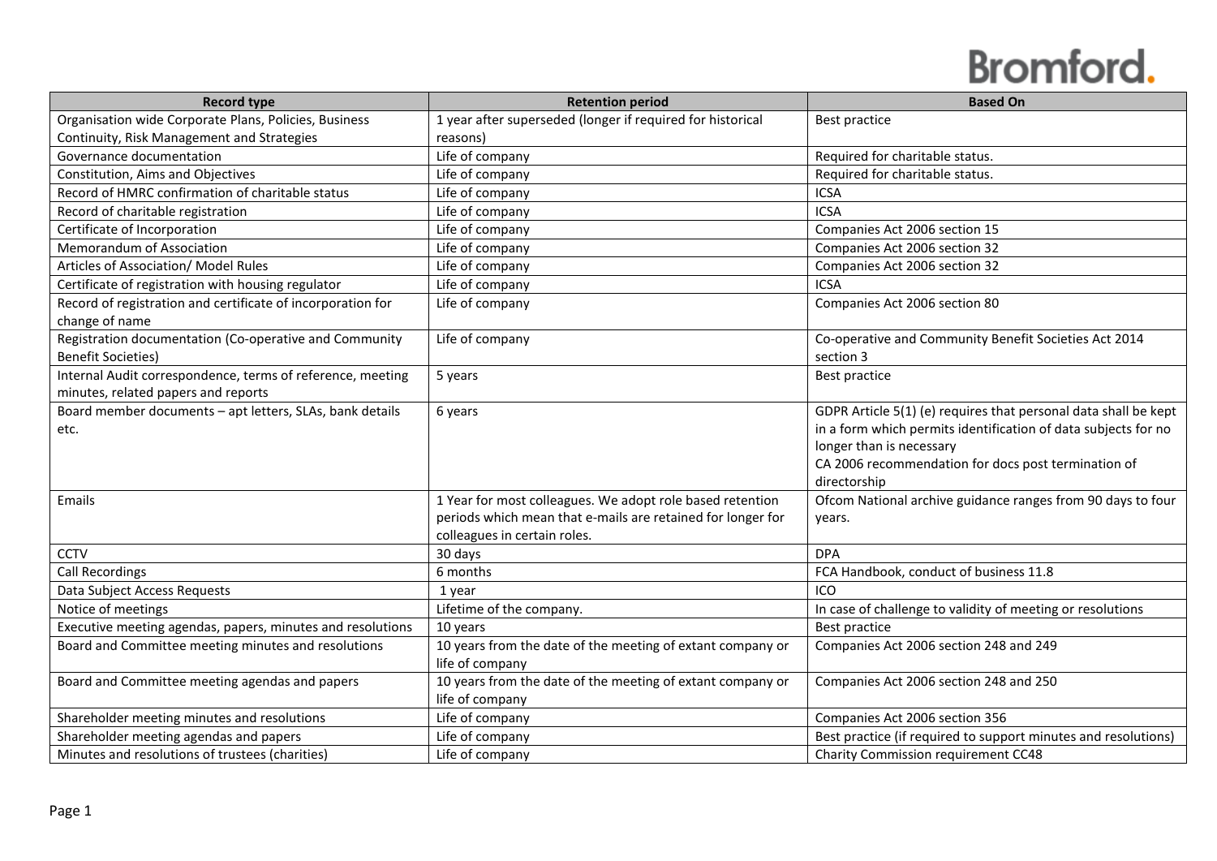| Record type | Retention period | Based On |
|---|---|---|
| Organisation wide Corporate Plans, Policies, Business Continuity, Risk Management and Strategies | 1 year after superseded (longer if required for historical reasons) | Best practice |
| Governance documentation | Life of company | Required for charitable status. |
| Constitution, Aims and Objectives | Life of company | Required for charitable status. |
| Record of HMRC confirmation of charitable status | Life of company | ICSA |
| Record of charitable registration | Life of company | ICSA |
| Certificate of Incorporation | Life of company | Companies Act 2006 section 15 |
| Memorandum of Association | Life of company | Companies Act 2006 section 32 |
| Articles of Association/ Model Rules | Life of company | Companies Act 2006 section 32 |
| Certificate of registration with housing regulator | Life of company | ICSA |
| Record of registration and certificate of incorporation for change of name | Life of company | Companies Act 2006 section 80 |
| Registration documentation (Co-operative and Community Benefit Societies) | Life of company | Co-operative and Community Benefit Societies Act 2014 section 3 |
| Internal Audit correspondence, terms of reference, meeting minutes, related papers and reports | 5 years | Best practice |
| Board member documents – apt letters, SLAs, bank details etc. | 6 years | GDPR Article 5(1) (e) requires that personal data shall be kept in a form which permits identification of data subjects for no longer than is necessary<br>CA 2006 recommendation for docs post termination of directorship |
| Emails | 1 Year for most colleagues. We adopt role based retention periods which mean that e-mails are retained for longer for colleagues in certain roles. | Ofcom National archive guidance ranges from 90 days to four years. |
| CCTV | 30 days | DPA |
| Call Recordings | 6 months | FCA Handbook, conduct of business 11.8 |
| Data Subject Access Requests | 1 year | ICO |
| Notice of meetings | Lifetime of the company. | In case of challenge to validity of meeting or resolutions |
| Executive meeting agendas, papers, minutes and resolutions | 10 years | Best practice |
| Board and Committee meeting minutes and resolutions | 10 years from the date of the meeting of extant company or life of company | Companies Act 2006 section 248 and 249 |
| Board and Committee meeting agendas and papers | 10 years from the date of the meeting of extant company or life of company | Companies Act 2006 section 248 and 250 |
| Shareholder meeting minutes and resolutions | Life of company | Companies Act 2006 section 356 |
| Shareholder meeting agendas and papers | Life of company | Best practice (if required to support minutes and resolutions) |
| Minutes and resolutions of trustees (charities) | Life of company | Charity Commission requirement CC48 |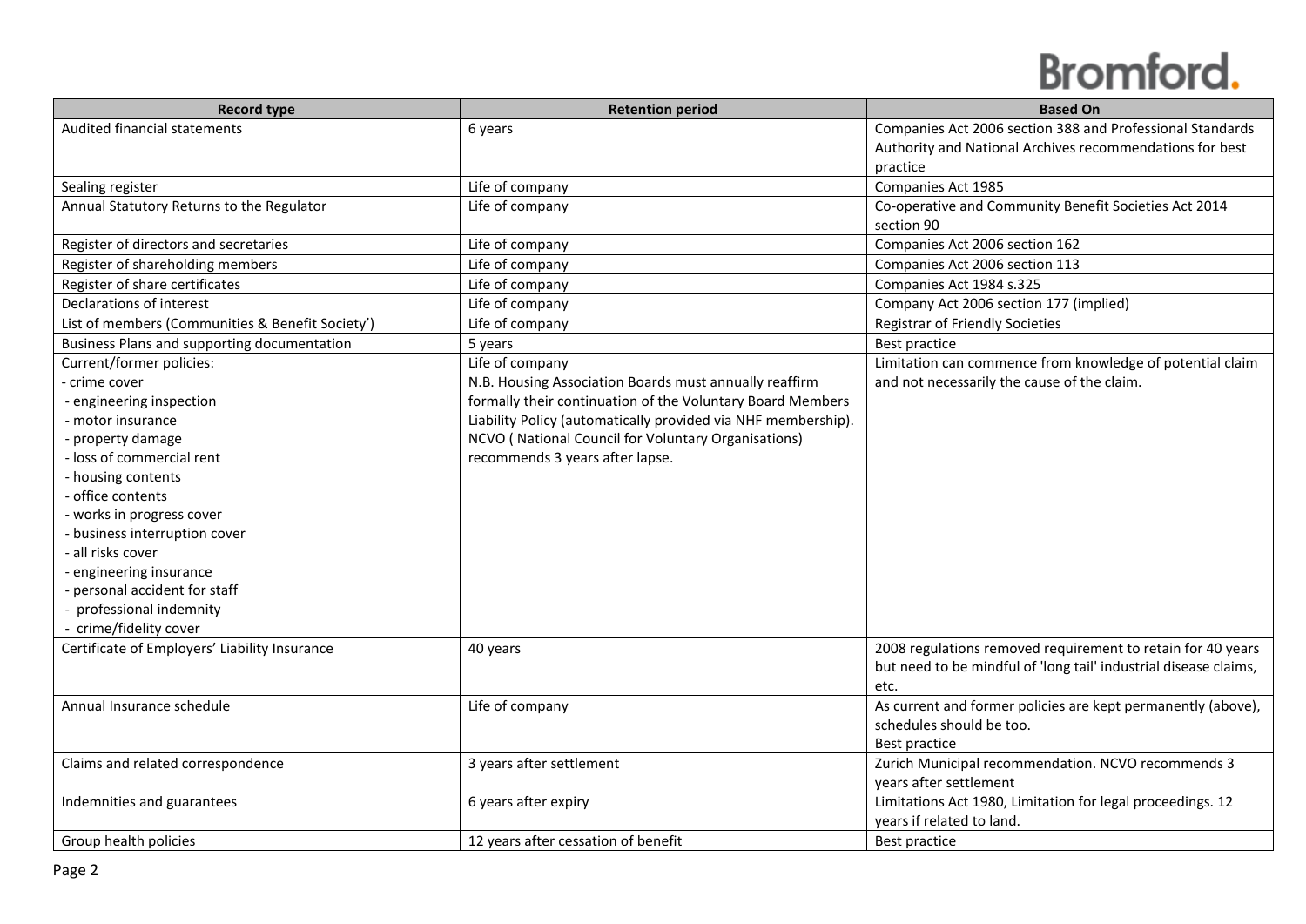| Record type | Retention period | Based On |
|---|---|---|
| Audited financial statements | 6 years | Companies Act 2006 section 388 and Professional Standards Authority and National Archives recommendations for best practice |
| Sealing register | Life of company | Companies Act 1985 |
| Annual Statutory Returns to the Regulator | Life of company | Co-operative and Community Benefit Societies Act 2014 section 90 |
| Register of directors and secretaries | Life of company | Companies Act 2006 section 162 |
| Register of shareholding members | Life of company | Companies Act 2006 section 113 |
| Register of share certificates | Life of company | Companies Act 1984 s.325 |
| Declarations of interest | Life of company | Company Act 2006 section 177 (implied) |
| List of members (Communities & Benefit Society') | Life of company | Registrar of Friendly Societies |
| Business Plans and supporting documentation | 5 years | Best practice |
| Current/former policies:<br>- crime cover<br>- engineering inspection<br>- motor insurance<br>- property damage<br>- loss of commercial rent<br>- housing contents<br>- office contents<br>- works in progress cover<br>- business interruption cover<br>- all risks cover<br>- engineering insurance<br>- personal accident for staff<br>- professional indemnity<br>- crime/fidelity cover | Life of company<br>N.B. Housing Association Boards must annually reaffirm formally their continuation of the Voluntary Board Members Liability Policy (automatically provided via NHF membership). NCVO ( National Council for Voluntary Organisations) recommends 3 years after lapse. | Limitation can commence from knowledge of potential claim and not necessarily the cause of the claim. |
| Certificate of Employers' Liability Insurance | 40 years | 2008 regulations removed requirement to retain for 40 years but need to be mindful of 'long tail' industrial disease claims, etc. |
| Annual Insurance schedule | Life of company | As current and former policies are kept permanently (above), schedules should be too.<br>Best practice |
| Claims and related correspondence | 3 years after settlement | Zurich Municipal recommendation. NCVO recommends 3 years after settlement |
| Indemnities and guarantees | 6 years after expiry | Limitations Act 1980, Limitation for legal proceedings. 12 years if related to land. |
| Group health policies | 12 years after cessation of benefit | Best practice |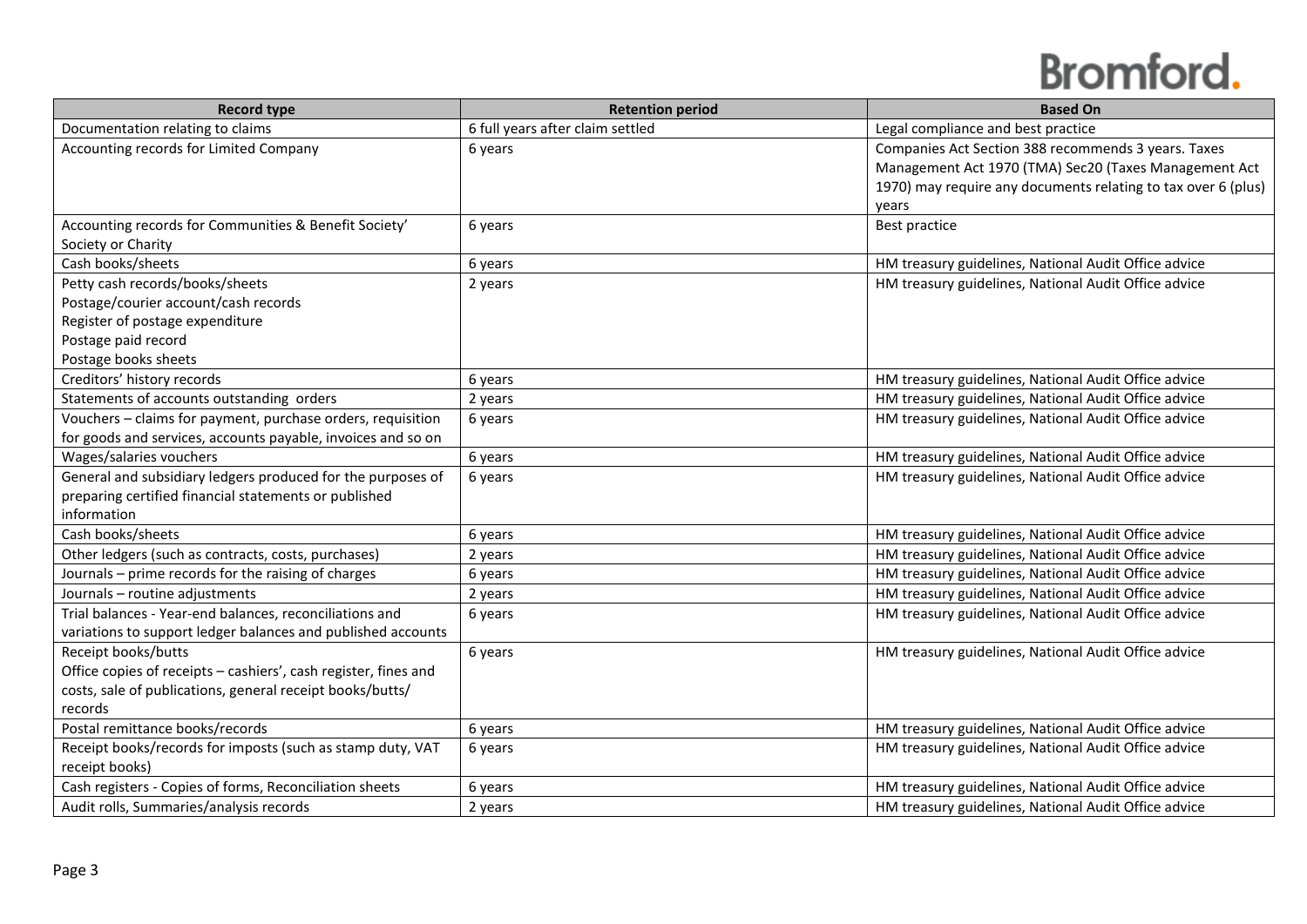| Record type | Retention period | Based On |
|---|---|---|
| Documentation relating to claims | 6 full years after claim settled | Legal compliance and best practice |
| Accounting records for Limited Company | 6 years | Companies Act Section 388 recommends 3 years. Taxes Management Act 1970 (TMA) Sec20 (Taxes Management Act 1970) may require any documents relating to tax over 6 (plus) years |
| Accounting records for Communities & Benefit Society' Society or Charity | 6 years | Best practice |
| Cash books/sheets | 6 years | HM treasury guidelines, National Audit Office advice |
| Petty cash records/books/sheets<br>Postage/courier account/cash records<br>Register of postage expenditure<br>Postage paid record<br>Postage books sheets | 2 years | HM treasury guidelines, National Audit Office advice |
| Creditors' history records | 6 years | HM treasury guidelines, National Audit Office advice |
| Statements of accounts outstanding orders | 2 years | HM treasury guidelines, National Audit Office advice |
| Vouchers – claims for payment, purchase orders, requisition for goods and services, accounts payable, invoices and so on | 6 years | HM treasury guidelines, National Audit Office advice |
| Wages/salaries vouchers | 6 years | HM treasury guidelines, National Audit Office advice |
| General and subsidiary ledgers produced for the purposes of preparing certified financial statements or published information | 6 years | HM treasury guidelines, National Audit Office advice |
| Cash books/sheets | 6 years | HM treasury guidelines, National Audit Office advice |
| Other ledgers (such as contracts, costs, purchases) | 2 years | HM treasury guidelines, National Audit Office advice |
| Journals – prime records for the raising of charges | 6 years | HM treasury guidelines, National Audit Office advice |
| Journals – routine adjustments | 2 years | HM treasury guidelines, National Audit Office advice |
| Trial balances - Year-end balances, reconciliations and variations to support ledger balances and published accounts | 6 years | HM treasury guidelines, National Audit Office advice |
| Receipt books/butts<br>Office copies of receipts – cashiers', cash register, fines and costs, sale of publications, general receipt books/butts/ records | 6 years | HM treasury guidelines, National Audit Office advice |
| Postal remittance books/records | 6 years | HM treasury guidelines, National Audit Office advice |
| Receipt books/records for imposts (such as stamp duty, VAT receipt books) | 6 years | HM treasury guidelines, National Audit Office advice |
| Cash registers - Copies of forms, Reconciliation sheets | 6 years | HM treasury guidelines, National Audit Office advice |
| Audit rolls, Summaries/analysis records | 2 years | HM treasury guidelines, National Audit Office advice |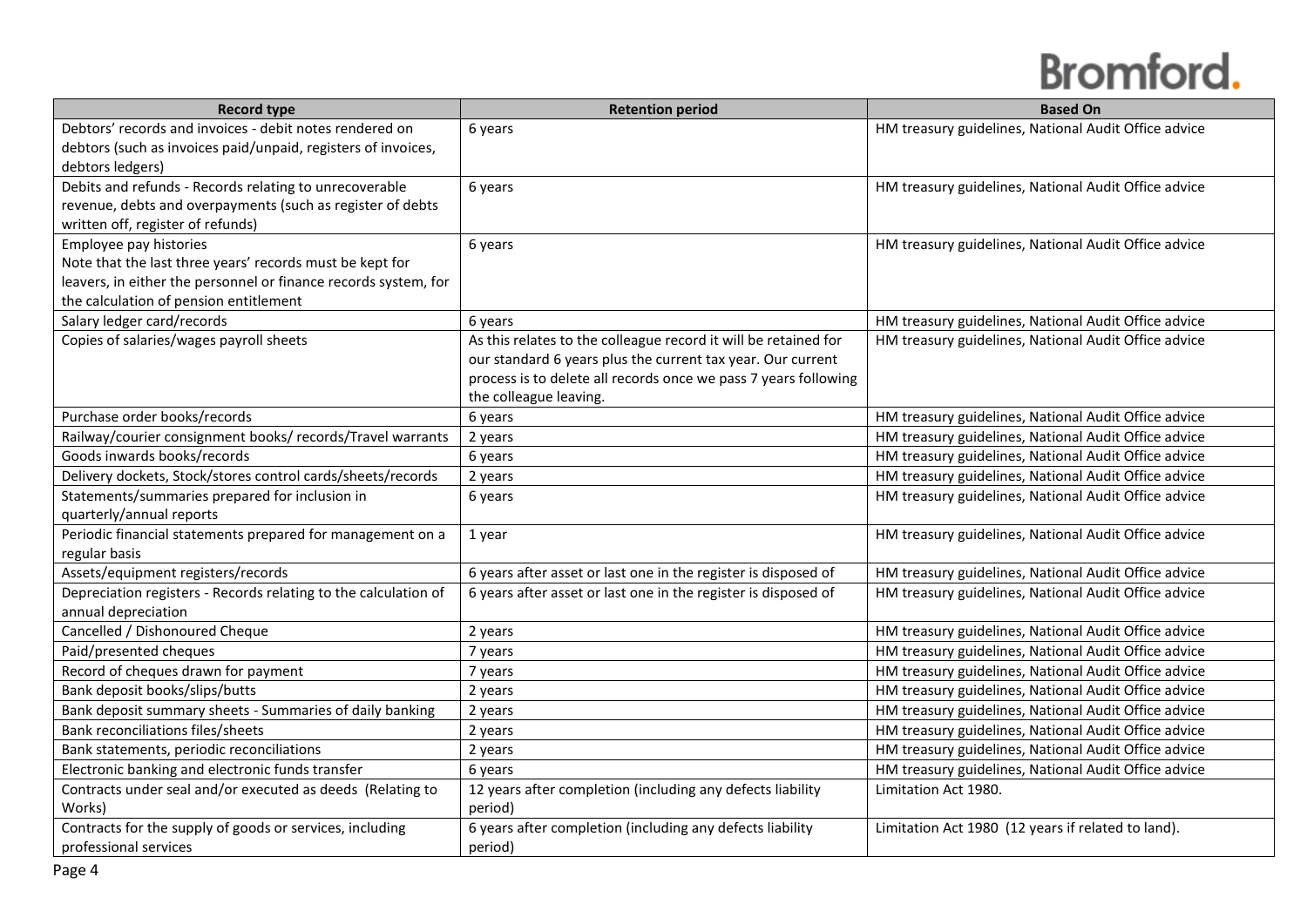| Record type | Retention period | Based On |
| --- | --- | --- |
| Debtors' records and invoices - debit notes rendered on debtors (such as invoices paid/unpaid, registers of invoices, debtors ledgers) | 6 years | HM treasury guidelines, National Audit Office advice |
| Debits and refunds - Records relating to unrecoverable revenue, debts and overpayments (such as register of debts written off, register of refunds) | 6 years | HM treasury guidelines, National Audit Office advice |
| Employee pay histories<br>Note that the last three years' records must be kept for leavers, in either the personnel or finance records system, for the calculation of pension entitlement | 6 years | HM treasury guidelines, National Audit Office advice |
| Salary ledger card/records | 6 years | HM treasury guidelines, National Audit Office advice |
| Copies of salaries/wages payroll sheets | As this relates to the colleague record it will be retained for our standard 6 years plus the current tax year. Our current process is to delete all records once we pass 7 years following the colleague leaving. | HM treasury guidelines, National Audit Office advice |
| Purchase order books/records | 6 years | HM treasury guidelines, National Audit Office advice |
| Railway/courier consignment books/ records/Travel warrants | 2 years | HM treasury guidelines, National Audit Office advice |
| Goods inwards books/records | 6 years | HM treasury guidelines, National Audit Office advice |
| Delivery dockets, Stock/stores control cards/sheets/records | 2 years | HM treasury guidelines, National Audit Office advice |
| Statements/summaries prepared for inclusion in quarterly/annual reports | 6 years | HM treasury guidelines, National Audit Office advice |
| Periodic financial statements prepared for management on a regular basis | 1 year | HM treasury guidelines, National Audit Office advice |
| Assets/equipment registers/records | 6 years after asset or last one in the register is disposed of | HM treasury guidelines, National Audit Office advice |
| Depreciation registers - Records relating to the calculation of annual depreciation | 6 years after asset or last one in the register is disposed of | HM treasury guidelines, National Audit Office advice |
| Cancelled / Dishonoured Cheque | 2 years | HM treasury guidelines, National Audit Office advice |
| Paid/presented cheques | 7 years | HM treasury guidelines, National Audit Office advice |
| Record of cheques drawn for payment | 7 years | HM treasury guidelines, National Audit Office advice |
| Bank deposit books/slips/butts | 2 years | HM treasury guidelines, National Audit Office advice |
| Bank deposit summary sheets - Summaries of daily banking | 2 years | HM treasury guidelines, National Audit Office advice |
| Bank reconciliations files/sheets | 2 years | HM treasury guidelines, National Audit Office advice |
| Bank statements, periodic reconciliations | 2 years | HM treasury guidelines, National Audit Office advice |
| Electronic banking and electronic funds transfer | 6 years | HM treasury guidelines, National Audit Office advice |
| Contracts under seal and/or executed as deeds (Relating to Works) | 12 years after completion (including any defects liability period) | Limitation Act 1980. |
| Contracts for the supply of goods or services, including professional services | 6 years after completion (including any defects liability period) | Limitation Act 1980 (12 years if related to land). |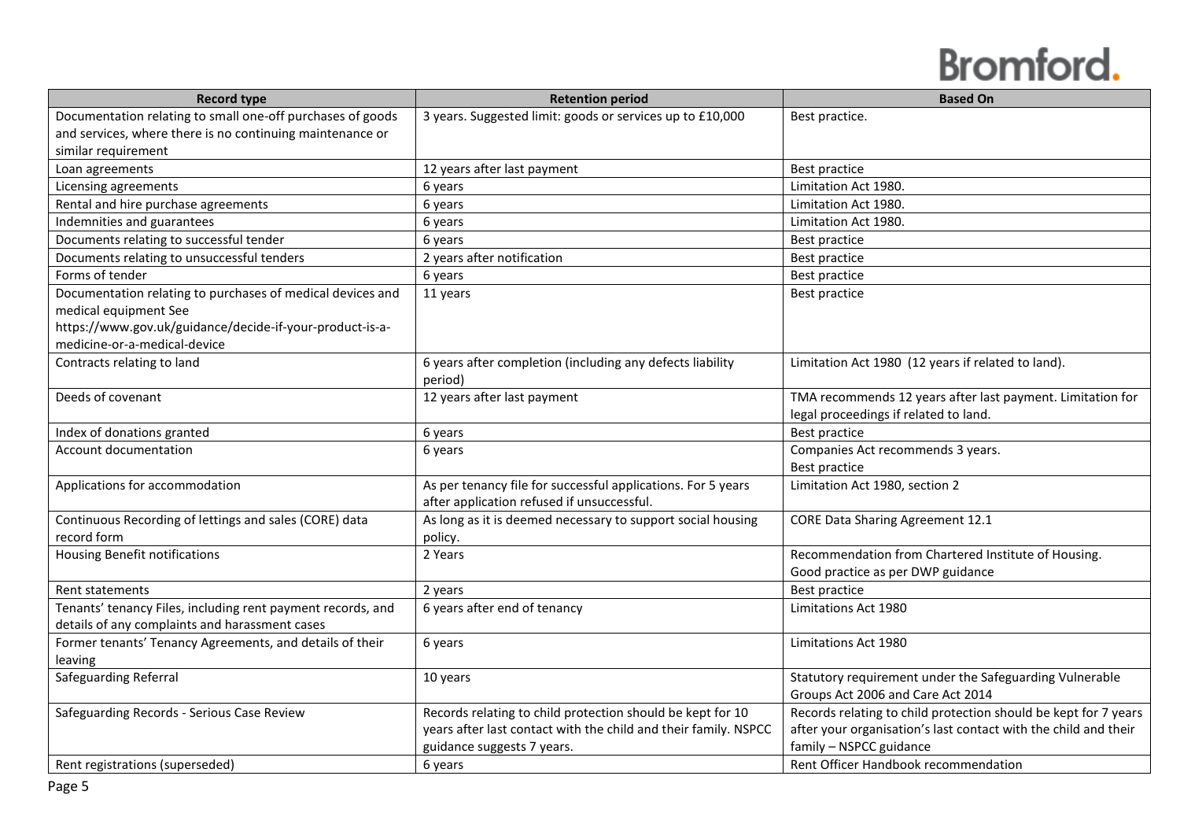| Record type | Retention period | Based On |
| --- | --- | --- |
| Documentation relating to small one-off purchases of goods and services, where there is no continuing maintenance or similar requirement | 3 years. Suggested limit: goods or services up to £10,000 | Best practice. |
| Loan agreements | 12 years after last payment | Best practice |
| Licensing agreements | 6 years | Limitation Act 1980. |
| Rental and hire purchase agreements | 6 years | Limitation Act 1980. |
| Indemnities and guarantees | 6 years | Limitation Act 1980. |
| Documents relating to successful tender | 6 years | Best practice |
| Documents relating to unsuccessful tenders | 2 years after notification | Best practice |
| Forms of tender | 6 years | Best practice |
| Documentation relating to purchases of medical devices and medical equipment See https://www.gov.uk/guidance/decide-if-your-product-is-a-medicine-or-a-medical-device | 11 years | Best practice |
| Contracts relating to land | 6 years after completion (including any defects liability period) | Limitation Act 1980 (12 years if related to land). |
| Deeds of covenant | 12 years after last payment | TMA recommends 12 years after last payment. Limitation for legal proceedings if related to land. |
| Index of donations granted | 6 years | Best practice |
| Account documentation | 6 years | Companies Act recommends 3 years. Best practice |
| Applications for accommodation | As per tenancy file for successful applications. For 5 years after application refused if unsuccessful. | Limitation Act 1980, section 2 |
| Continuous Recording of lettings and sales (CORE) data record form | As long as it is deemed necessary to support social housing policy. | CORE Data Sharing Agreement 12.1 |
| Housing Benefit notifications | 2 Years | Recommendation from Chartered Institute of Housing. Good practice as per DWP guidance |
| Rent statements | 2 years | Best practice |
| Tenants' tenancy Files, including rent payment records, and details of any complaints and harassment cases | 6 years after end of tenancy | Limitations Act 1980 |
| Former tenants' Tenancy Agreements, and details of their leaving | 6 years | Limitations Act 1980 |
| Safeguarding Referral | 10 years | Statutory requirement under the Safeguarding Vulnerable Groups Act 2006 and Care Act 2014 |
| Safeguarding Records - Serious Case Review | Records relating to child protection should be kept for 10 years after last contact with the child and their family. NSPCC guidance suggests 7 years. | Records relating to child protection should be kept for 7 years after your organisation's last contact with the child and their family – NSPCC guidance |
| Rent registrations (superseded) | 6 years | Rent Officer Handbook recommendation |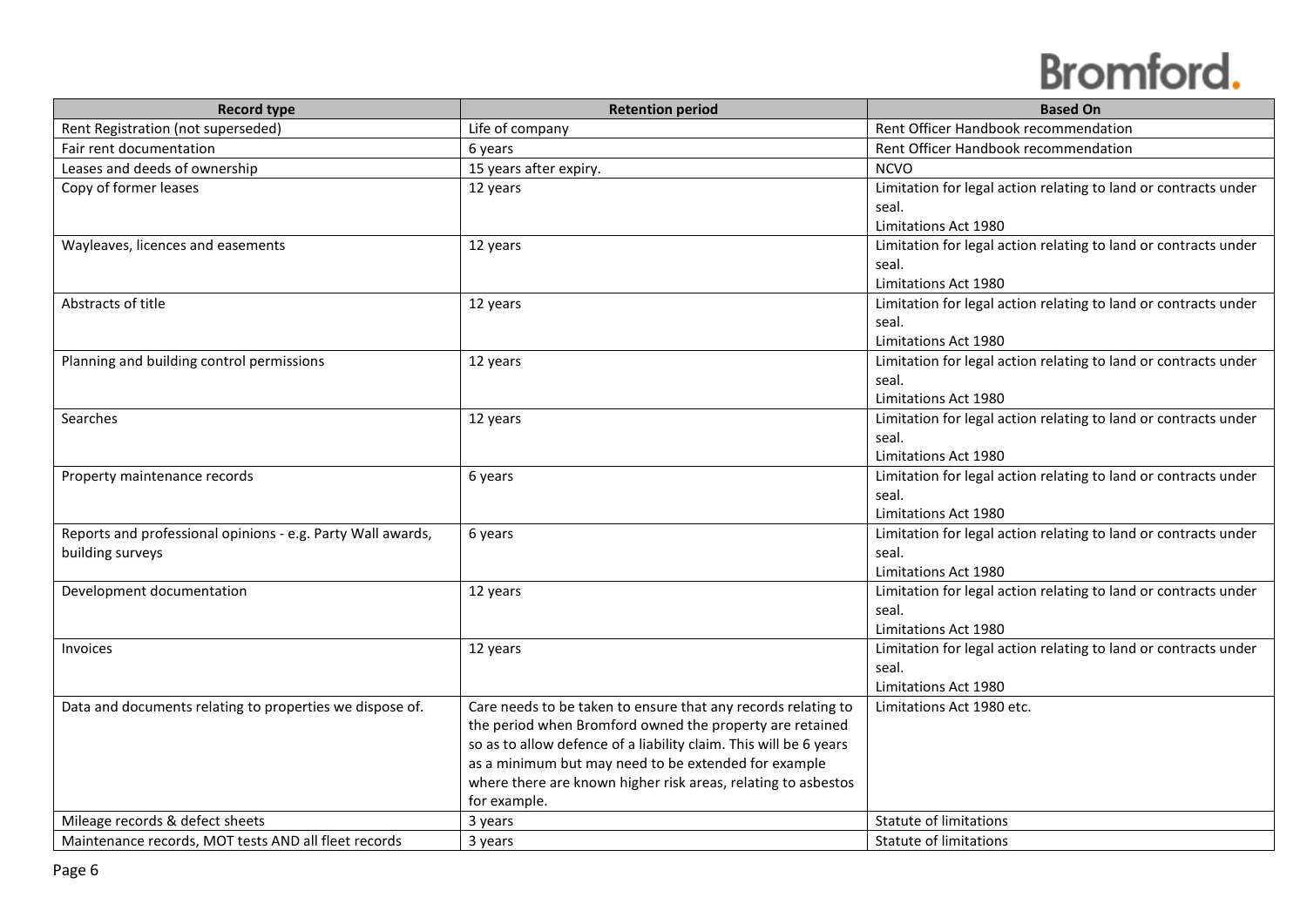| Record type | Retention period | Based On |
|---|---|---|
| Rent Registration (not superseded) | Life of company | Rent Officer Handbook recommendation |
| Fair rent documentation | 6 years | Rent Officer Handbook recommendation |
| Leases and deeds of ownership | 15 years after expiry. | NCVO |
| Copy of former leases | 12 years | Limitation for legal action relating to land or contracts under seal. Limitations Act 1980 |
| Wayleaves, licences and easements | 12 years | Limitation for legal action relating to land or contracts under seal. Limitations Act 1980 |
| Abstracts of title | 12 years | Limitation for legal action relating to land or contracts under seal. Limitations Act 1980 |
| Planning and building control permissions | 12 years | Limitation for legal action relating to land or contracts under seal. Limitations Act 1980 |
| Searches | 12 years | Limitation for legal action relating to land or contracts under seal. Limitations Act 1980 |
| Property maintenance records | 6 years | Limitation for legal action relating to land or contracts under seal. Limitations Act 1980 |
| Reports and professional opinions - e.g. Party Wall awards, building surveys | 6 years | Limitation for legal action relating to land or contracts under seal. Limitations Act 1980 |
| Development documentation | 12 years | Limitation for legal action relating to land or contracts under seal. Limitations Act 1980 |
| Invoices | 12 years | Limitation for legal action relating to land or contracts under seal. Limitations Act 1980 |
| Data and documents relating to properties we dispose of. | Care needs to be taken to ensure that any records relating to the period when Bromford owned the property are retained so as to allow defence of a liability claim. This will be 6 years as a minimum but may need to be extended for example where there are known higher risk areas, relating to asbestos for example. | Limitations Act 1980 etc. |
| Mileage records & defect sheets | 3 years | Statute of limitations |
| Maintenance records, MOT tests AND all fleet records | 3 years | Statute of limitations |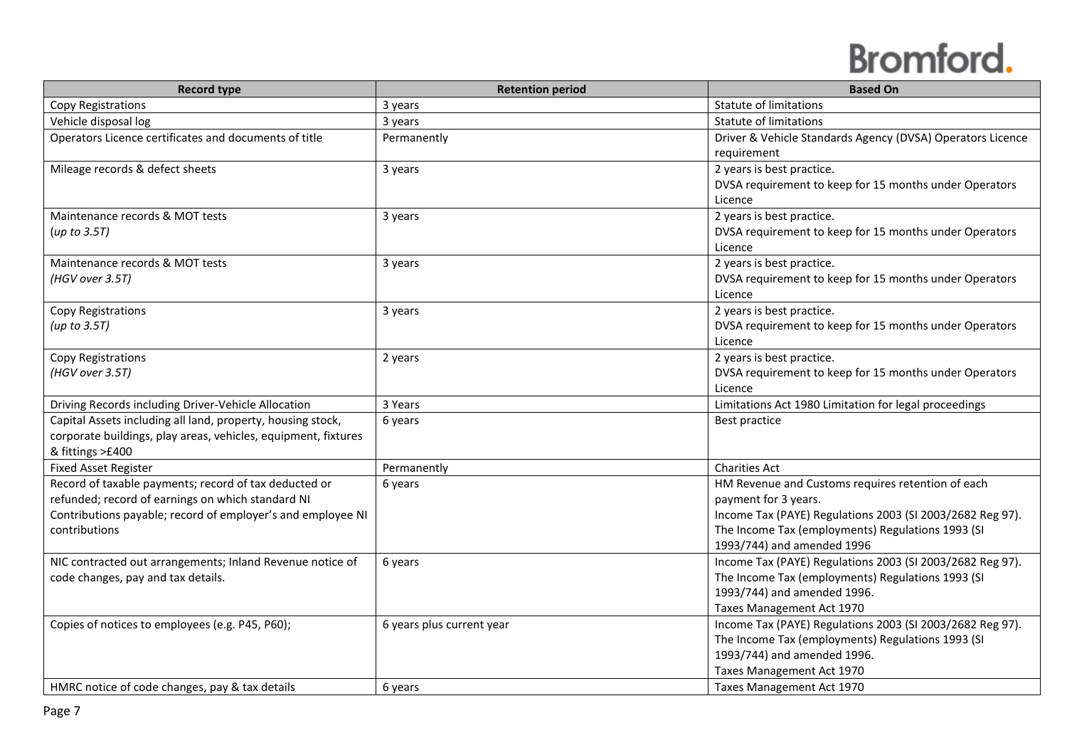| Record type | Retention period | Based On |
|---|---|---|
| Copy Registrations | 3 years | Statute of limitations |
| Vehicle disposal log | 3 years | Statute of limitations |
| Operators Licence certificates and documents of title | Permanently | Driver & Vehicle Standards Agency (DVSA) Operators Licence requirement |
| Mileage records & defect sheets | 3 years | 2 years is best practice.<br>DVSA requirement to keep for 15 months under Operators Licence |
| Maintenance records & MOT tests<br>*(up to 3.5T)* | 3 years | 2 years is best practice.<br>DVSA requirement to keep for 15 months under Operators Licence |
| Maintenance records & MOT tests<br>*(HGV over 3.5T)* | 3 years | 2 years is best practice.<br>DVSA requirement to keep for 15 months under Operators Licence |
| Copy Registrations<br>*(up to 3.5T)* | 3 years | 2 years is best practice.<br>DVSA requirement to keep for 15 months under Operators Licence |
| Copy Registrations<br>*(HGV over 3.5T)* | 2 years | 2 years is best practice.<br>DVSA requirement to keep for 15 months under Operators Licence |
| Driving Records including Driver-Vehicle Allocation | 3 Years | Limitations Act 1980 Limitation for legal proceedings |
| Capital Assets including all land, property, housing stock, corporate buildings, play areas, vehicles, equipment, fixtures & fittings >£400 | 6 years | Best practice |
| Fixed Asset Register | Permanently | Charities Act |
| Record of taxable payments; record of tax deducted or refunded; record of earnings on which standard NI Contributions payable; record of employer's and employee NI contributions | 6 years | HM Revenue and Customs requires retention of each payment for 3 years.<br>Income Tax (PAYE) Regulations 2003 (SI 2003/2682 Reg 97).<br>The Income Tax (employments) Regulations 1993 (SI 1993/744) and amended 1996 |
| NIC contracted out arrangements; Inland Revenue notice of code changes, pay and tax details. | 6 years | Income Tax (PAYE) Regulations 2003 (SI 2003/2682 Reg 97).<br>The Income Tax (employments) Regulations 1993 (SI 1993/744) and amended 1996.<br>Taxes Management Act 1970 |
| Copies of notices to employees (e.g. P45, P60); | 6 years plus current year | Income Tax (PAYE) Regulations 2003 (SI 2003/2682 Reg 97).<br>The Income Tax (employments) Regulations 1993 (SI 1993/744) and amended 1996.<br>Taxes Management Act 1970 |
| HMRC notice of code changes, pay & tax details | 6 years | Taxes Management Act 1970 |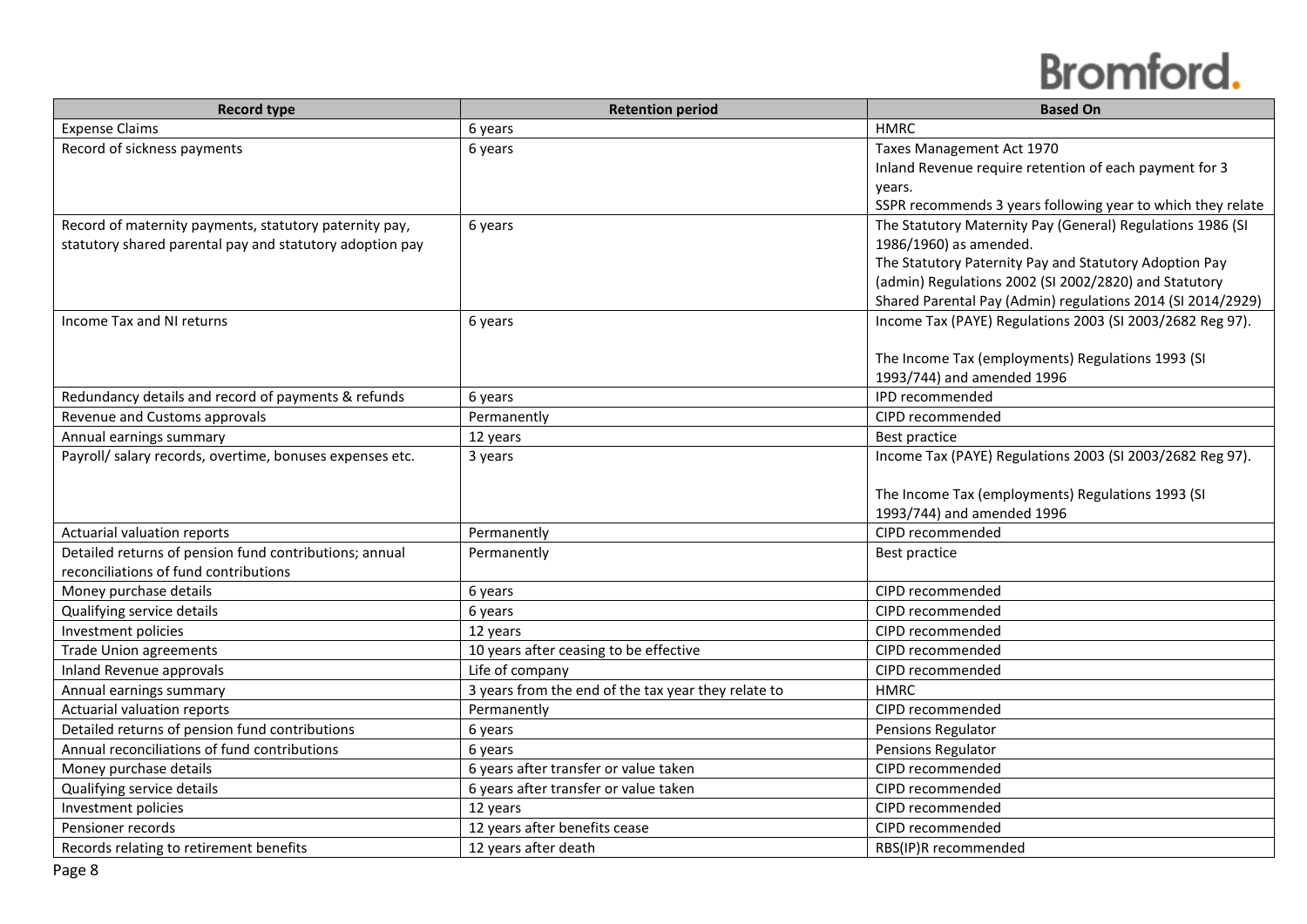| Record type | Retention period | Based On |
| --- | --- | --- |
| Expense Claims | 6 years | HMRC |
| Record of sickness payments | 6 years | Taxes Management Act 1970<br>Inland Revenue require retention of each payment for 3 years.<br>SSPR recommends 3 years following year to which they relate |
| Record of maternity payments, statutory paternity pay, statutory shared parental pay and statutory adoption pay | 6 years | The Statutory Maternity Pay (General) Regulations 1986 (SI 1986/1960) as amended.<br>The Statutory Paternity Pay and Statutory Adoption Pay (admin) Regulations 2002 (SI 2002/2820) and Statutory Shared Parental Pay (Admin) regulations 2014 (SI 2014/2929) |
| Income Tax and NI returns | 6 years | Income Tax (PAYE) Regulations 2003 (SI 2003/2682 Reg 97).<br><br>The Income Tax (employments) Regulations 1993 (SI 1993/744) and amended 1996 |
| Redundancy details and record of payments & refunds | 6 years | IPD recommended |
| Revenue and Customs approvals | Permanently | CIPD recommended |
| Annual earnings summary | 12 years | Best practice |
| Payroll/ salary records, overtime, bonuses expenses etc. | 3 years | Income Tax (PAYE) Regulations 2003 (SI 2003/2682 Reg 97).<br><br>The Income Tax (employments) Regulations 1993 (SI 1993/744) and amended 1996 |
| Actuarial valuation reports | Permanently | CIPD recommended |
| Detailed returns of pension fund contributions; annual reconciliations of fund contributions | Permanently | Best practice |
| Money purchase details | 6 years | CIPD recommended |
| Qualifying service details | 6 years | CIPD recommended |
| Investment policies | 12 years | CIPD recommended |
| Trade Union agreements | 10 years after ceasing to be effective | CIPD recommended |
| Inland Revenue approvals | Life of company | CIPD recommended |
| Annual earnings summary | 3 years from the end of the tax year they relate to | HMRC |
| Actuarial valuation reports | Permanently | CIPD recommended |
| Detailed returns of pension fund contributions | 6 years | Pensions Regulator |
| Annual reconciliations of fund contributions | 6 years | Pensions Regulator |
| Money purchase details | 6 years after transfer or value taken | CIPD recommended |
| Qualifying service details | 6 years after transfer or value taken | CIPD recommended |
| Investment policies | 12 years | CIPD recommended |
| Pensioner records | 12 years after benefits cease | CIPD recommended |
| Records relating to retirement benefits | 12 years after death | RBS(IP)R recommended |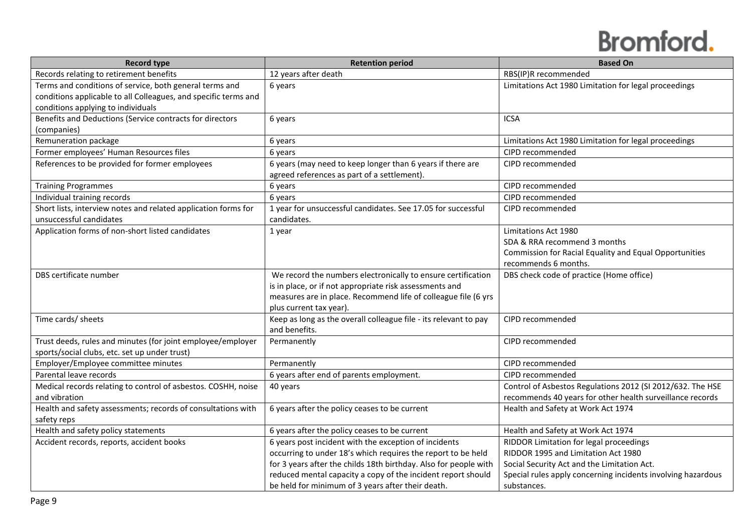| Record type | Retention period | Based On |
| --- | --- | --- |
| Records relating to retirement benefits | 12 years after death | RBS(IP)R recommended |
| Terms and conditions of service, both general terms and conditions applicable to all Colleagues, and specific terms and conditions applying to individuals | 6 years | Limitations Act 1980 Limitation for legal proceedings |
| Benefits and Deductions (Service contracts for directors (companies) | 6 years | ICSA |
| Remuneration package | 6 years | Limitations Act 1980 Limitation for legal proceedings |
| Former employees' Human Resources files | 6 years | CIPD recommended |
| References to be provided for former employees | 6 years (may need to keep longer than 6 years if there are agreed references as part of a settlement). | CIPD recommended |
| Training Programmes | 6 years | CIPD recommended |
| Individual training records | 6 years | CIPD recommended |
| Short lists, interview notes and related application forms for unsuccessful candidates | 1 year for unsuccessful candidates. See 17.05 for successful candidates. | CIPD recommended |
| Application forms of non-short listed candidates | 1 year | Limitations Act 1980<br>SDA & RRA recommend 3 months<br>Commission for Racial Equality and Equal Opportunities recommends 6 months. |
| DBS certificate number | We record the numbers electronically to ensure certification is in place, or if not appropriate risk assessments and measures are in place. Recommend life of colleague file (6 yrs plus current tax year). | DBS check code of practice (Home office) |
| Time cards/ sheets | Keep as long as the overall colleague file - its relevant to pay and benefits. | CIPD recommended |
| Trust deeds, rules and minutes (for joint employee/employer sports/social clubs, etc. set up under trust) | Permanently | CIPD recommended |
| Employer/Employee committee minutes | Permanently | CIPD recommended |
| Parental leave records | 6 years after end of parents employment. | CIPD recommended |
| Medical records relating to control of asbestos. COSHH, noise and vibration | 40 years | Control of Asbestos Regulations 2012 (SI 2012/632. The HSE recommends 40 years for other health surveillance records |
| Health and safety assessments; records of consultations with safety reps | 6 years after the policy ceases to be current | Health and Safety at Work Act 1974 |
| Health and safety policy statements | 6 years after the policy ceases to be current | Health and Safety at Work Act 1974 |
| Accident records, reports, accident books | 6 years post incident with the exception of incidents occurring to under 18's which requires the report to be held for 3 years after the childs 18th birthday. Also for people with reduced mental capacity a copy of the incident report should be held for minimum of 3 years after their death. | RIDDOR Limitation for legal proceedings<br>RIDDOR 1995 and Limitation Act 1980<br>Social Security Act and the Limitation Act.<br>Special rules apply concerning incidents involving hazardous substances. |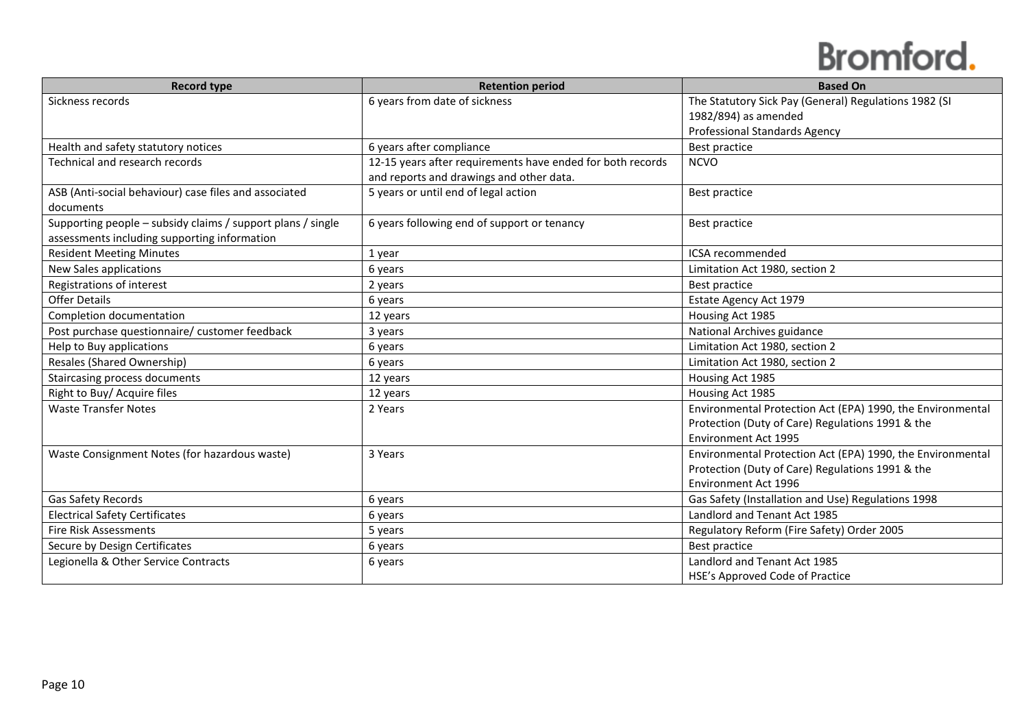| Record type | Retention period | Based On |
|---|---|---|
| Sickness records | 6 years from date of sickness | The Statutory Sick Pay (General) Regulations 1982 (SI 1982/894) as amended Professional Standards Agency |
| Health and safety statutory notices | 6 years after compliance | Best practice |
| Technical and research records | 12-15 years after requirements have ended for both records and reports and drawings and other data. | NCVO |
| ASB (Anti-social behaviour) case files and associated documents | 5 years or until end of legal action | Best practice |
| Supporting people – subsidy claims / support plans / single assessments including supporting information | 6 years following end of support or tenancy | Best practice |
| Resident Meeting Minutes | 1 year | ICSA recommended |
| New Sales applications | 6 years | Limitation Act 1980, section 2 |
| Registrations of interest | 2 years | Best practice |
| Offer Details | 6 years | Estate Agency Act 1979 |
| Completion documentation | 12 years | Housing Act 1985 |
| Post purchase questionnaire/ customer feedback | 3 years | National Archives guidance |
| Help to Buy applications | 6 years | Limitation Act 1980, section 2 |
| Resales (Shared Ownership) | 6 years | Limitation Act 1980, section 2 |
| Staircasing process documents | 12 years | Housing Act 1985 |
| Right to Buy/ Acquire files | 12 years | Housing Act 1985 |
| Waste Transfer Notes | 2 Years | Environmental Protection Act (EPA) 1990, the Environmental Protection (Duty of Care) Regulations 1991 & the Environment Act 1995 |
| Waste Consignment Notes (for hazardous waste) | 3 Years | Environmental Protection Act (EPA) 1990, the Environmental Protection (Duty of Care) Regulations 1991 & the Environment Act 1996 |
| Gas Safety Records | 6 years | Gas Safety (Installation and Use) Regulations 1998 |
| Electrical Safety Certificates | 6 years | Landlord and Tenant Act 1985 |
| Fire Risk Assessments | 5 years | Regulatory Reform (Fire Safety) Order 2005 |
| Secure by Design Certificates | 6 years | Best practice |
| Legionella & Other Service Contracts | 6 years | Landlord and Tenant Act 1985 HSE's Approved Code of Practice |